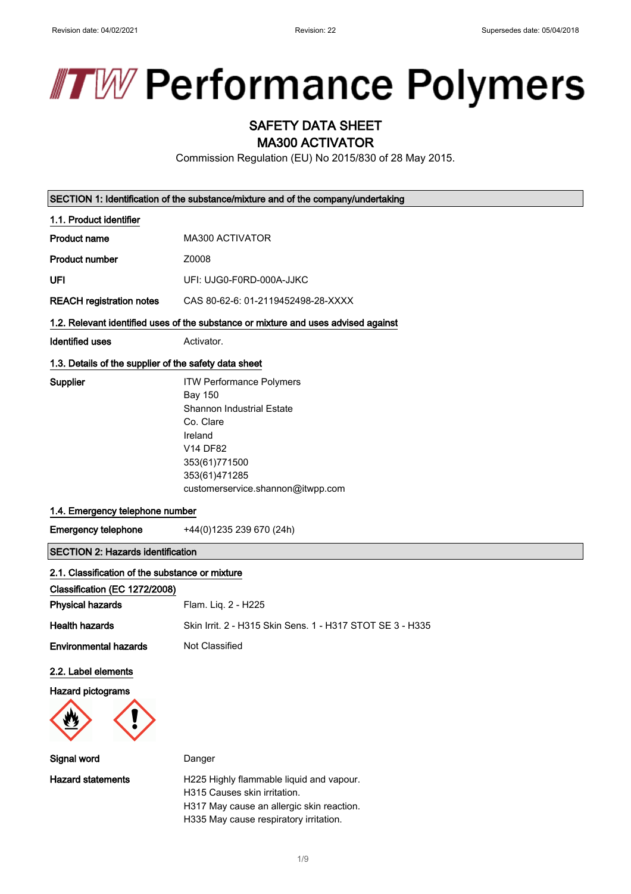# ITW Performance Polymers

## SAFETY DATA SHEET
## MA300 ACTIVATOR

Commission Regulation (EU) No 2015/830 of 28 May 2015.

### SECTION 1: Identification of the substance/mixture and of the company/undertaking

#### 1.1. Product identifier

| | |
|---|---|
| **Product name** | MA300 ACTIVATOR |
| **Product number** | Z0008 |
| **UFI** | UFI: UJG0-F0RD-000A-JJKC |
| **REACH registration notes** | CAS 80-62-6: 01-2119452498-28-XXXX |

#### 1.2. Relevant identified uses of the substance or mixture and uses advised against

| | |
|---|---|
| **Identified uses** | Activator. |

#### 1.3. Details of the supplier of the safety data sheet

**Supplier**

ITW Performance Polymers
Bay 150
Shannon Industrial Estate
Co. Clare
Ireland
V14 DF82
353(61)771500
353(61)471285
customerservice.shannon@itwpp.com

#### 1.4. Emergency telephone number

| | |
|---|---|
| **Emergency telephone** | +44(0)1235 239 670 (24h) |

### SECTION 2: Hazards identification

#### 2.1. Classification of the substance or mixture

**Classification (EC 1272/2008)**

| | |
|---|---|
| **Physical hazards** | Flam. Liq. 2 - H225 |
| **Health hazards** | Skin Irrit. 2 - H315 Skin Sens. 1 - H317 STOT SE 3 - H335 |
| **Environmental hazards** | Not Classified |

#### 2.2. Label elements

**Hazard pictograms**

| | |
|---|---|
| **Signal word** | Danger |

**Hazard statements**

H225 Highly flammable liquid and vapour.
H315 Causes skin irritation.
H317 May cause an allergic skin reaction.
H335 May cause respiratory irritation.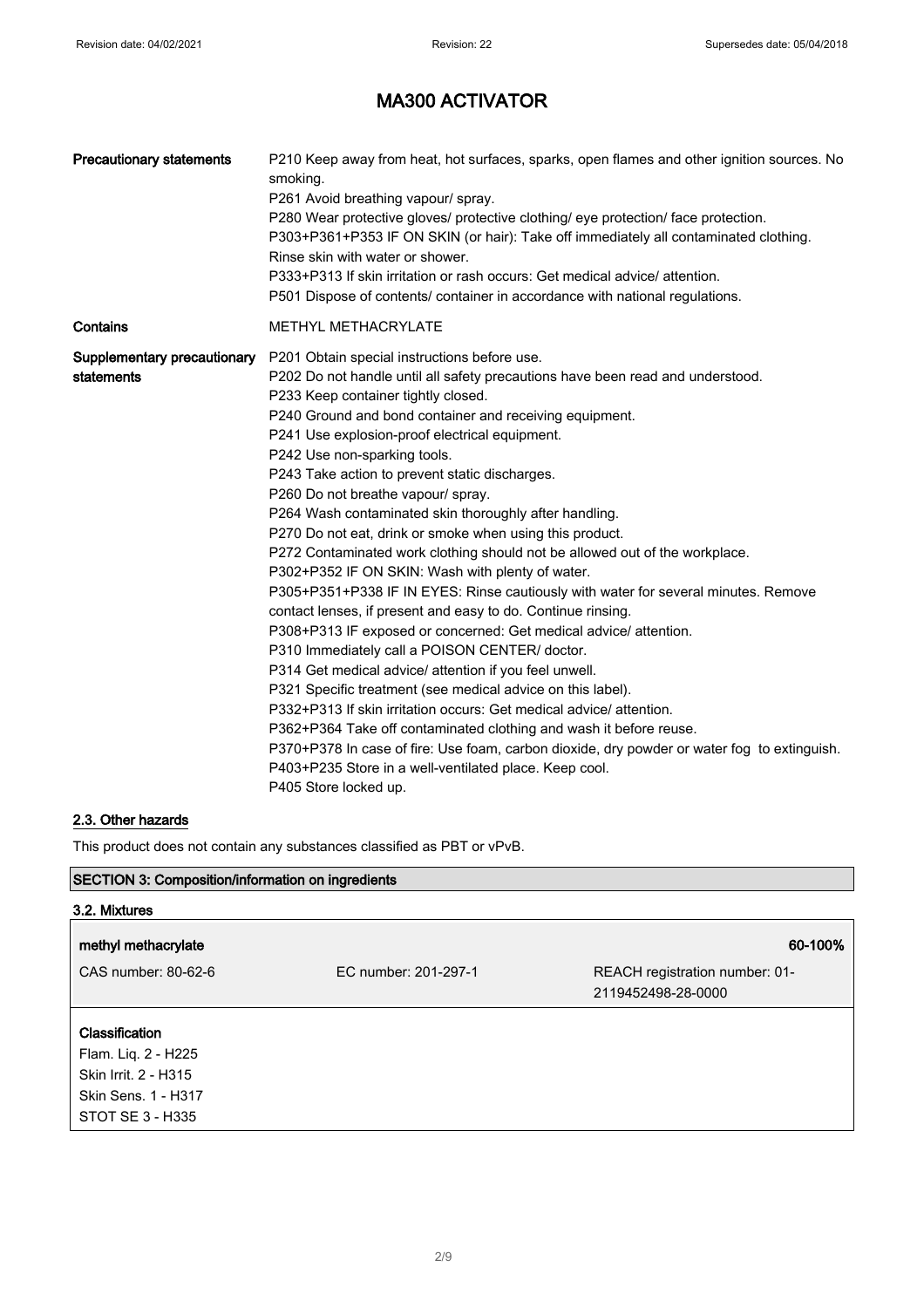# MA300 ACTIVATOR

| | |
|---|---|
| **Precautionary statements** | P210 Keep away from heat, hot surfaces, sparks, open flames and other ignition sources. No smoking.<br>P261 Avoid breathing vapour/ spray.<br>P280 Wear protective gloves/ protective clothing/ eye protection/ face protection.<br>P303+P361+P353 IF ON SKIN (or hair): Take off immediately all contaminated clothing. Rinse skin with water or shower.<br>P333+P313 If skin irritation or rash occurs: Get medical advice/ attention.<br>P501 Dispose of contents/ container in accordance with national regulations. |
| **Contains** | METHYL METHACRYLATE |
| **Supplementary precautionary statements** | P201 Obtain special instructions before use.<br>P202 Do not handle until all safety precautions have been read and understood.<br>P233 Keep container tightly closed.<br>P240 Ground and bond container and receiving equipment.<br>P241 Use explosion-proof electrical equipment.<br>P242 Use non-sparking tools.<br>P243 Take action to prevent static discharges.<br>P260 Do not breathe vapour/ spray.<br>P264 Wash contaminated skin thoroughly after handling.<br>P270 Do not eat, drink or smoke when using this product.<br>P272 Contaminated work clothing should not be allowed out of the workplace.<br>P302+P352 IF ON SKIN: Wash with plenty of water.<br>P305+P351+P338 IF IN EYES: Rinse cautiously with water for several minutes. Remove contact lenses, if present and easy to do. Continue rinsing.<br>P308+P313 IF exposed or concerned: Get medical advice/ attention.<br>P310 Immediately call a POISON CENTER/ doctor.<br>P314 Get medical advice/ attention if you feel unwell.<br>P321 Specific treatment (see medical advice on this label).<br>P332+P313 If skin irritation occurs: Get medical advice/ attention.<br>P362+P364 Take off contaminated clothing and wash it before reuse.<br>P370+P378 In case of fire: Use foam, carbon dioxide, dry powder or water fog to extinguish.<br>P403+P235 Store in a well-ventilated place. Keep cool.<br>P405 Store locked up. |

## 2.3. Other hazards

This product does not contain any substances classified as PBT or vPvB.

## SECTION 3: Composition/information on ingredients

### 3.2. Mixtures

| **methyl methacrylate** | | **60-100%** |
|---|---|---|
| CAS number: 80-62-6 | EC number: 201-297-1 | REACH registration number: 01-2119452498-28-0000 |

**Classification**
Flam. Liq. 2 - H225
Skin Irrit. 2 - H315
Skin Sens. 1 - H317
STOT SE 3 - H335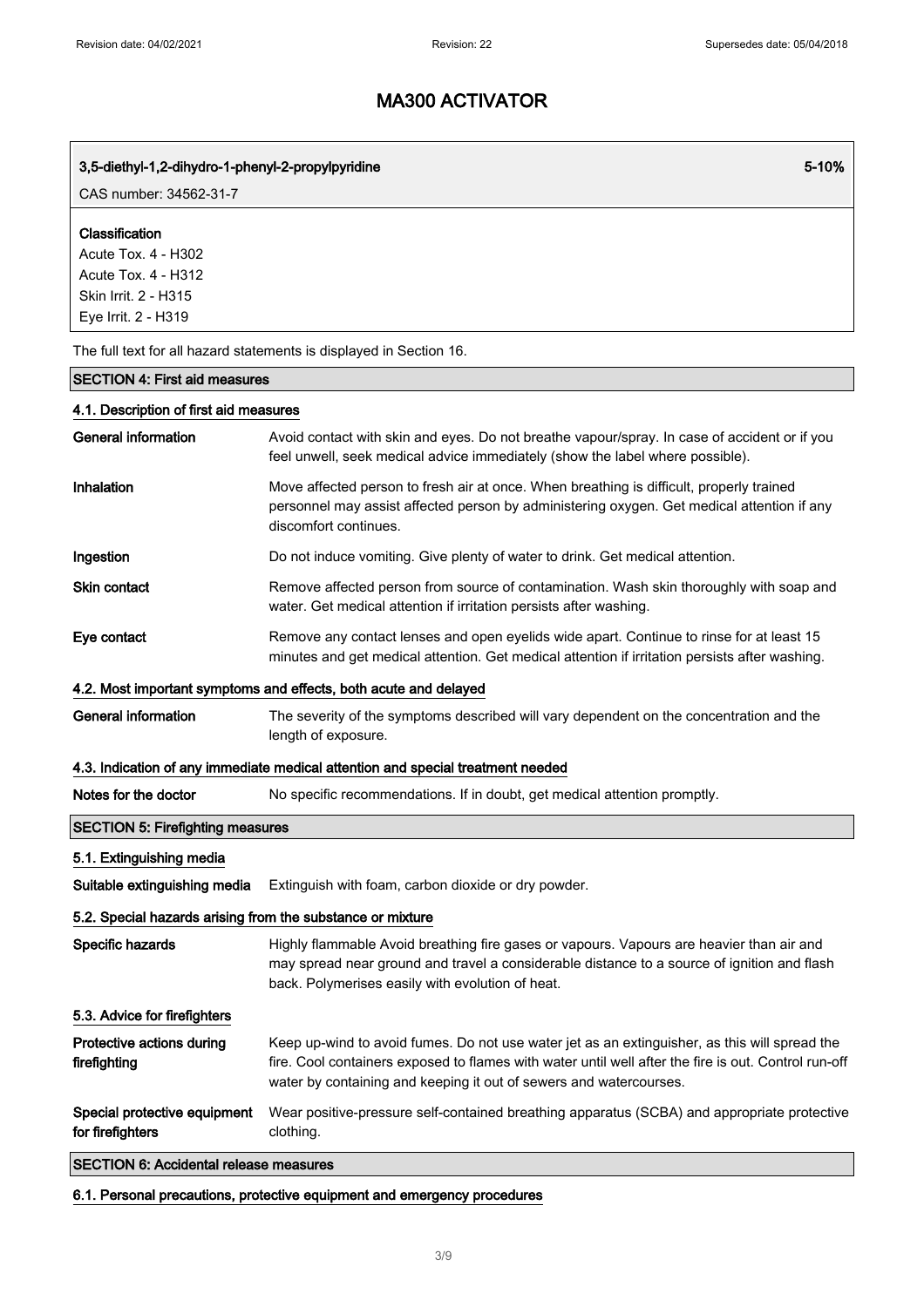| **3,5-diethyl-1,2-dihydro-1-phenyl-2-propylpyridine** | **5-10%** |
|---|---|
| CAS number: 34562-31-7 | |

**Classification**
Acute Tox. 4 - H302
Acute Tox. 4 - H312
Skin Irrit. 2 - H315
Eye Irrit. 2 - H319

The full text for all hazard statements is displayed in Section 16.

## SECTION 4: First aid measures

### 4.1. Description of first aid measures

| | |
|---|---|
| **General information** | Avoid contact with skin and eyes. Do not breathe vapour/spray. In case of accident or if you feel unwell, seek medical advice immediately (show the label where possible). |
| **Inhalation** | Move affected person to fresh air at once. When breathing is difficult, properly trained personnel may assist affected person by administering oxygen. Get medical attention if any discomfort continues. |
| **Ingestion** | Do not induce vomiting. Give plenty of water to drink. Get medical attention. |
| **Skin contact** | Remove affected person from source of contamination. Wash skin thoroughly with soap and water. Get medical attention if irritation persists after washing. |
| **Eye contact** | Remove any contact lenses and open eyelids wide apart. Continue to rinse for at least 15 minutes and get medical attention. Get medical attention if irritation persists after washing. |

### 4.2. Most important symptoms and effects, both acute and delayed

| | |
|---|---|
| **General information** | The severity of the symptoms described will vary dependent on the concentration and the length of exposure. |

### 4.3. Indication of any immediate medical attention and special treatment needed

| | |
|---|---|
| **Notes for the doctor** | No specific recommendations. If in doubt, get medical attention promptly. |

## SECTION 5: Firefighting measures

### 5.1. Extinguishing media

| | |
|---|---|
| **Suitable extinguishing media** | Extinguish with foam, carbon dioxide or dry powder. |

### 5.2. Special hazards arising from the substance or mixture

| | |
|---|---|
| **Specific hazards** | Highly flammable Avoid breathing fire gases or vapours. Vapours are heavier than air and may spread near ground and travel a considerable distance to a source of ignition and flash back. Polymerises easily with evolution of heat. |

### 5.3. Advice for firefighters

| | |
|---|---|
| **Protective actions during firefighting** | Keep up-wind to avoid fumes. Do not use water jet as an extinguisher, as this will spread the fire. Cool containers exposed to flames with water until well after the fire is out. Control run-off water by containing and keeping it out of sewers and watercourses. |
| **Special protective equipment for firefighters** | Wear positive-pressure self-contained breathing apparatus (SCBA) and appropriate protective clothing. |

## SECTION 6: Accidental release measures

### 6.1. Personal precautions, protective equipment and emergency procedures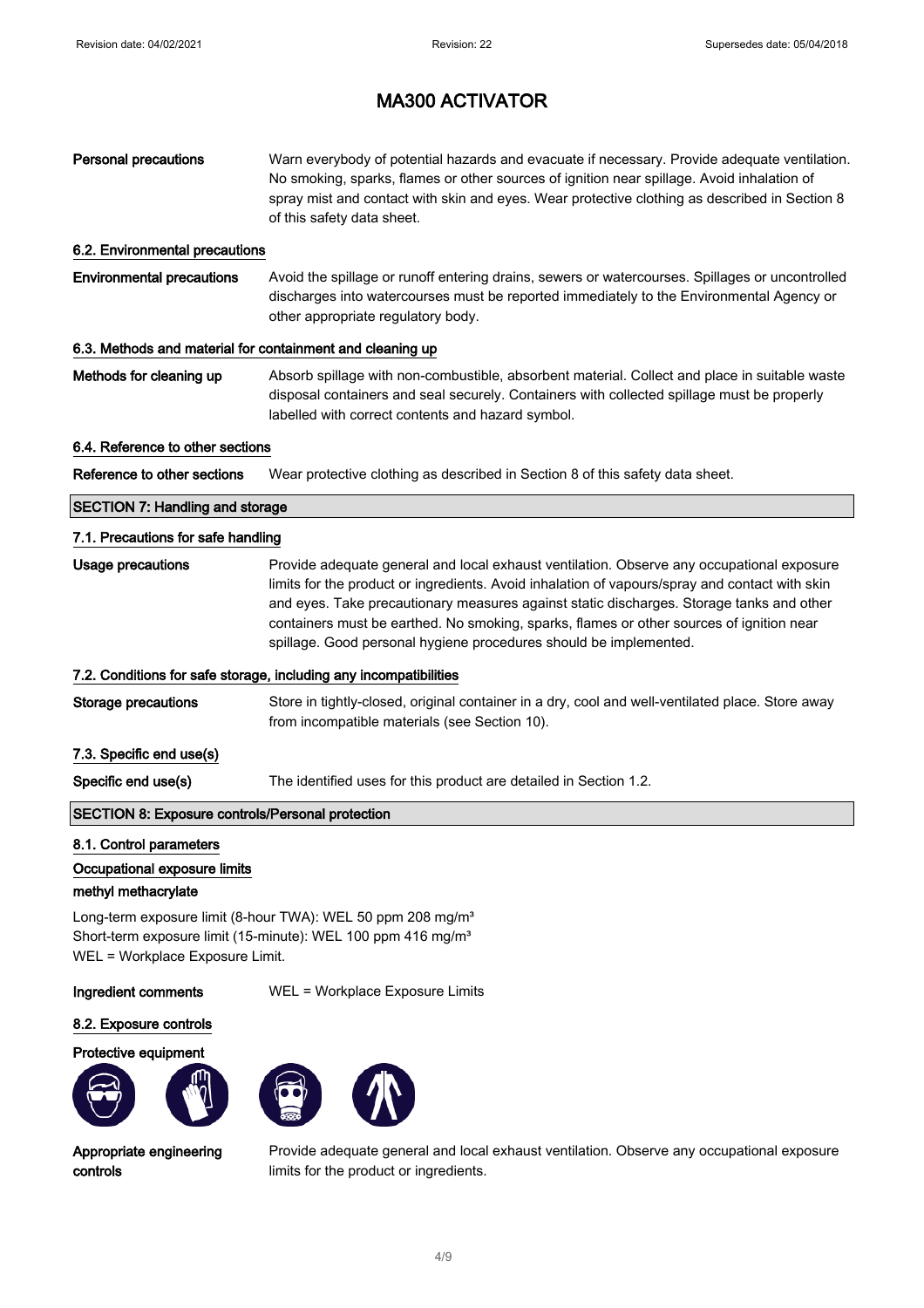# MA300 ACTIVATOR

**Personal precautions** Warn everybody of potential hazards and evacuate if necessary. Provide adequate ventilation. No smoking, sparks, flames or other sources of ignition near spillage. Avoid inhalation of spray mist and contact with skin and eyes. Wear protective clothing as described in Section 8 of this safety data sheet.

### 6.2. Environmental precautions

**Environmental precautions** Avoid the spillage or runoff entering drains, sewers or watercourses. Spillages or uncontrolled discharges into watercourses must be reported immediately to the Environmental Agency or other appropriate regulatory body.

### 6.3. Methods and material for containment and cleaning up

**Methods for cleaning up** Absorb spillage with non-combustible, absorbent material. Collect and place in suitable waste disposal containers and seal securely. Containers with collected spillage must be properly labelled with correct contents and hazard symbol.

### 6.4. Reference to other sections

**Reference to other sections** Wear protective clothing as described in Section 8 of this safety data sheet.

## SECTION 7: Handling and storage

### 7.1. Precautions for safe handling

**Usage precautions** Provide adequate general and local exhaust ventilation. Observe any occupational exposure limits for the product or ingredients. Avoid inhalation of vapours/spray and contact with skin and eyes. Take precautionary measures against static discharges. Storage tanks and other containers must be earthed. No smoking, sparks, flames or other sources of ignition near spillage. Good personal hygiene procedures should be implemented.

### 7.2. Conditions for safe storage, including any incompatibilities

**Storage precautions** Store in tightly-closed, original container in a dry, cool and well-ventilated place. Store away from incompatible materials (see Section 10).

### 7.3. Specific end use(s)

**Specific end use(s)** The identified uses for this product are detailed in Section 1.2.

## SECTION 8: Exposure controls/Personal protection

### 8.1. Control parameters

**Occupational exposure limits**

**methyl methacrylate**

Long-term exposure limit (8-hour TWA): WEL 50 ppm 208 mg/m³
Short-term exposure limit (15-minute): WEL 100 ppm 416 mg/m³
WEL = Workplace Exposure Limit.

**Ingredient comments** WEL = Workplace Exposure Limits

### 8.2. Exposure controls

**Protective equipment**

**Appropriate engineering controls** Provide adequate general and local exhaust ventilation. Observe any occupational exposure limits for the product or ingredients.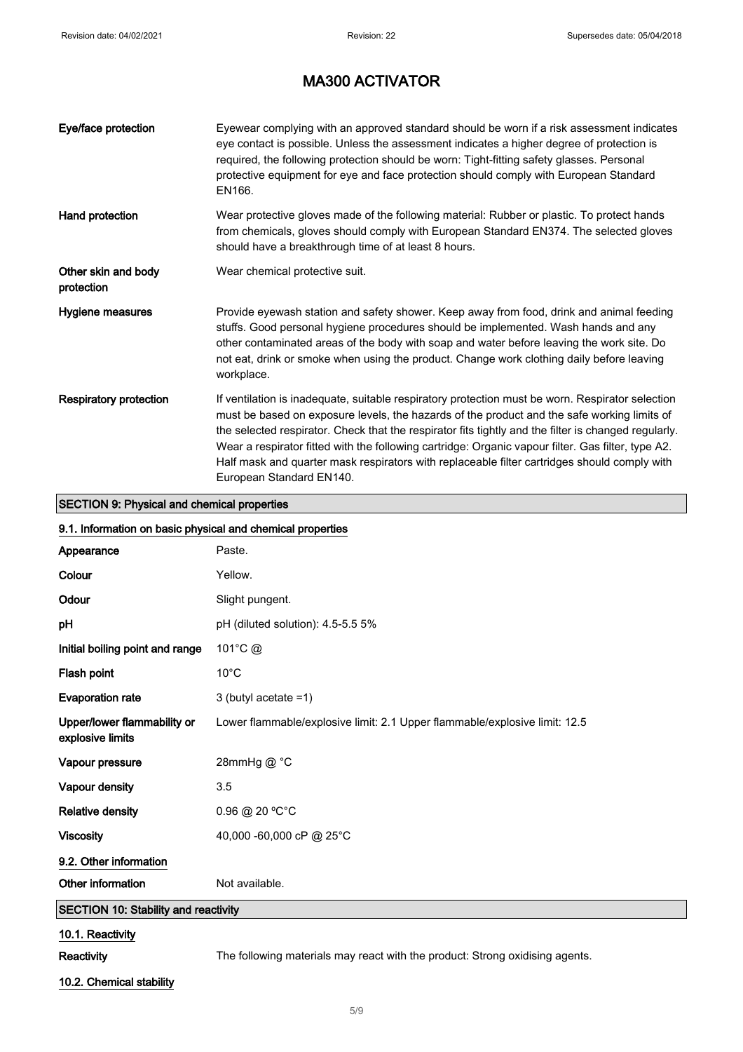# MA300 ACTIVATOR

| | |
|---|---|
| **Eye/face protection** | Eyewear complying with an approved standard should be worn if a risk assessment indicates eye contact is possible. Unless the assessment indicates a higher degree of protection is required, the following protection should be worn: Tight-fitting safety glasses. Personal protective equipment for eye and face protection should comply with European Standard EN166. |
| **Hand protection** | Wear protective gloves made of the following material: Rubber or plastic. To protect hands from chemicals, gloves should comply with European Standard EN374. The selected gloves should have a breakthrough time of at least 8 hours. |
| **Other skin and body protection** | Wear chemical protective suit. |
| **Hygiene measures** | Provide eyewash station and safety shower. Keep away from food, drink and animal feeding stuffs. Good personal hygiene procedures should be implemented. Wash hands and any other contaminated areas of the body with soap and water before leaving the work site. Do not eat, drink or smoke when using the product. Change work clothing daily before leaving workplace. |
| **Respiratory protection** | If ventilation is inadequate, suitable respiratory protection must be worn. Respirator selection must be based on exposure levels, the hazards of the product and the safe working limits of the selected respirator. Check that the respirator fits tightly and the filter is changed regularly. Wear a respirator fitted with the following cartridge: Organic vapour filter. Gas filter, type A2. Half mask and quarter mask respirators with replaceable filter cartridges should comply with European Standard EN140. |

## SECTION 9: Physical and chemical properties

### 9.1. Information on basic physical and chemical properties

| | |
|---|---|
| **Appearance** | Paste. |
| **Colour** | Yellow. |
| **Odour** | Slight pungent. |
| **pH** | pH (diluted solution): 4.5-5.5 5% |
| **Initial boiling point and range** | 101°C @ |
| **Flash point** | 10°C |
| **Evaporation rate** | 3 (butyl acetate =1) |
| **Upper/lower flammability or explosive limits** | Lower flammable/explosive limit: 2.1 Upper flammable/explosive limit: 12.5 |
| **Vapour pressure** | 28mmHg @ °C |
| **Vapour density** | 3.5 |
| **Relative density** | 0.96 @ 20 ºC°C |
| **Viscosity** | 40,000 -60,000 cP @ 25°C |

### 9.2. Other information

| | |
|---|---|
| **Other information** | Not available. |

## SECTION 10: Stability and reactivity

### 10.1. Reactivity

| | |
|---|---|
| **Reactivity** | The following materials may react with the product: Strong oxidising agents. |

### 10.2. Chemical stability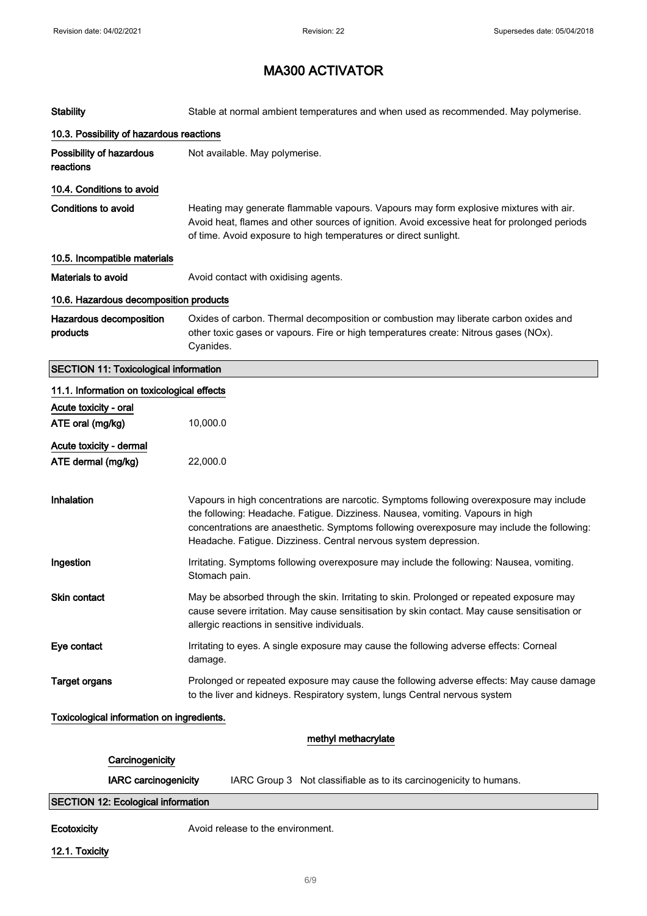# MA300 ACTIVATOR

**Stability** Stable at normal ambient temperatures and when used as recommended. May polymerise.

### 10.3. Possibility of hazardous reactions

**Possibility of hazardous reactions** Not available. May polymerise.

### 10.4. Conditions to avoid

**Conditions to avoid** Heating may generate flammable vapours. Vapours may form explosive mixtures with air. Avoid heat, flames and other sources of ignition. Avoid excessive heat for prolonged periods of time. Avoid exposure to high temperatures or direct sunlight.

### 10.5. Incompatible materials

**Materials to avoid** Avoid contact with oxidising agents.

### 10.6. Hazardous decomposition products

**Hazardous decomposition products** Oxides of carbon. Thermal decomposition or combustion may liberate carbon oxides and other toxic gases or vapours. Fire or high temperatures create: Nitrous gases (NOx). Cyanides.

## SECTION 11: Toxicological information

### 11.1. Information on toxicological effects

**Acute toxicity - oral**

**ATE oral (mg/kg)** 10,000.0

**Acute toxicity - dermal**

**ATE dermal (mg/kg)** 22,000.0

**Inhalation** Vapours in high concentrations are narcotic. Symptoms following overexposure may include the following: Headache. Fatigue. Dizziness. Nausea, vomiting. Vapours in high concentrations are anaesthetic. Symptoms following overexposure may include the following: Headache. Fatigue. Dizziness. Central nervous system depression.

**Ingestion** Irritating. Symptoms following overexposure may include the following: Nausea, vomiting. Stomach pain.

**Skin contact** May be absorbed through the skin. Irritating to skin. Prolonged or repeated exposure may cause severe irritation. May cause sensitisation by skin contact. May cause sensitisation or allergic reactions in sensitive individuals.

**Eye contact** Irritating to eyes. A single exposure may cause the following adverse effects: Corneal damage.

**Target organs** Prolonged or repeated exposure may cause the following adverse effects: May cause damage to the liver and kidneys. Respiratory system, lungs Central nervous system

**Toxicological information on ingredients.**

**methyl methacrylate**

**Carcinogenicity**

**IARC carcinogenicity** IARC Group 3 Not classifiable as to its carcinogenicity to humans.

## SECTION 12: Ecological information

**Ecotoxicity** Avoid release to the environment.

### 12.1. Toxicity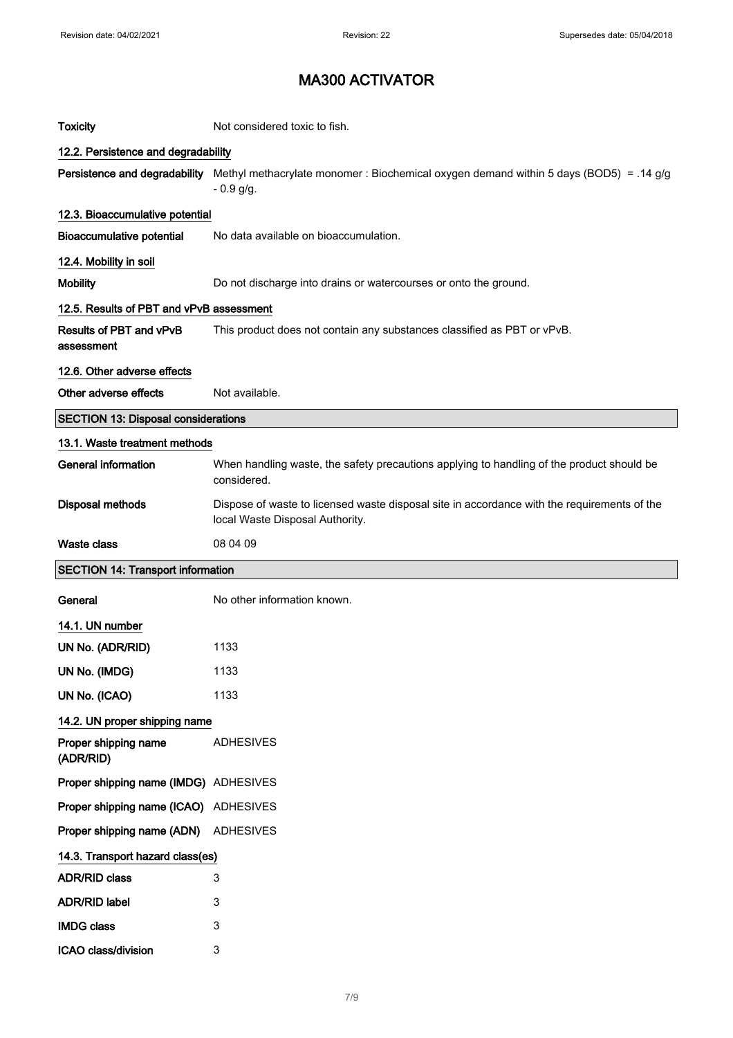# MA300 ACTIVATOR

| | |
|---|---|
| **Toxicity** | Not considered toxic to fish. |

### 12.2. Persistence and degradability

| | |
|---|---|
| **Persistence and degradability** | Methyl methacrylate monomer : Biochemical oxygen demand within 5 days (BOD5) = .14 g/g - 0.9 g/g. |

### 12.3. Bioaccumulative potential

| | |
|---|---|
| **Bioaccumulative potential** | No data available on bioaccumulation. |

### 12.4. Mobility in soil

| | |
|---|---|
| **Mobility** | Do not discharge into drains or watercourses or onto the ground. |

### 12.5. Results of PBT and vPvB assessment

| | |
|---|---|
| **Results of PBT and vPvB assessment** | This product does not contain any substances classified as PBT or vPvB. |

### 12.6. Other adverse effects

| | |
|---|---|
| **Other adverse effects** | Not available. |

## SECTION 13: Disposal considerations

### 13.1. Waste treatment methods

| | |
|---|---|
| **General information** | When handling waste, the safety precautions applying to handling of the product should be considered. |
| **Disposal methods** | Dispose of waste to licensed waste disposal site in accordance with the requirements of the local Waste Disposal Authority. |
| **Waste class** | 08 04 09 |

## SECTION 14: Transport information

| | |
|---|---|
| **General** | No other information known. |

### 14.1. UN number

| | |
|---|---|
| **UN No. (ADR/RID)** | 1133 |
| **UN No. (IMDG)** | 1133 |
| **UN No. (ICAO)** | 1133 |

### 14.2. UN proper shipping name

| | |
|---|---|
| **Proper shipping name (ADR/RID)** | ADHESIVES |
| **Proper shipping name (IMDG)** | ADHESIVES |
| **Proper shipping name (ICAO)** | ADHESIVES |
| **Proper shipping name (ADN)** | ADHESIVES |

### 14.3. Transport hazard class(es)

| | |
|---|---|
| **ADR/RID class** | 3 |
| **ADR/RID label** | 3 |
| **IMDG class** | 3 |
| **ICAO class/division** | 3 |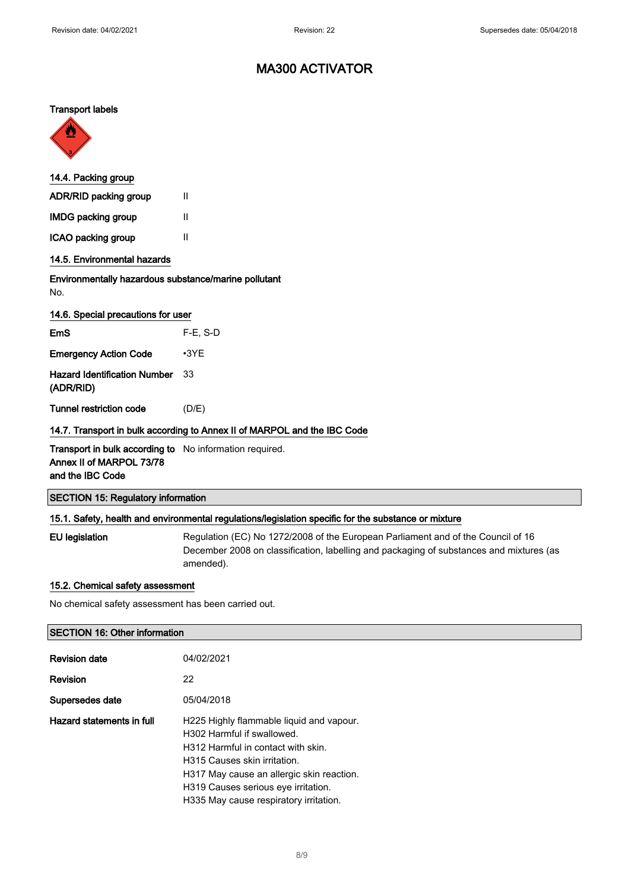# MA300 ACTIVATOR

**Transport labels**

### 14.4. Packing group

| | |
|---|---|
| **ADR/RID packing group** | II |
| **IMDG packing group** | II |
| **ICAO packing group** | II |

### 14.5. Environmental hazards

**Environmentally hazardous substance/marine pollutant**

No.

### 14.6. Special precautions for user

| | |
|---|---|
| **EmS** | F-E, S-D |
| **Emergency Action Code** | •3YE |
| **Hazard Identification Number (ADR/RID)** | 33 |
| **Tunnel restriction code** | (D/E) |

### 14.7. Transport in bulk according to Annex II of MARPOL and the IBC Code

| | |
|---|---|
| **Transport in bulk according to Annex II of MARPOL 73/78 and the IBC Code** | No information required. |

## SECTION 15: Regulatory information

### 15.1. Safety, health and environmental regulations/legislation specific for the substance or mixture

| | |
|---|---|
| **EU legislation** | Regulation (EC) No 1272/2008 of the European Parliament and of the Council of 16 December 2008 on classification, labelling and packaging of substances and mixtures (as amended). |

### 15.2. Chemical safety assessment

No chemical safety assessment has been carried out.

## SECTION 16: Other information

| | |
|---|---|
| **Revision date** | 04/02/2021 |
| **Revision** | 22 |
| **Supersedes date** | 05/04/2018 |
| **Hazard statements in full** | H225 Highly flammable liquid and vapour.<br>H302 Harmful if swallowed.<br>H312 Harmful in contact with skin.<br>H315 Causes skin irritation.<br>H317 May cause an allergic skin reaction.<br>H319 Causes serious eye irritation.<br>H335 May cause respiratory irritation. |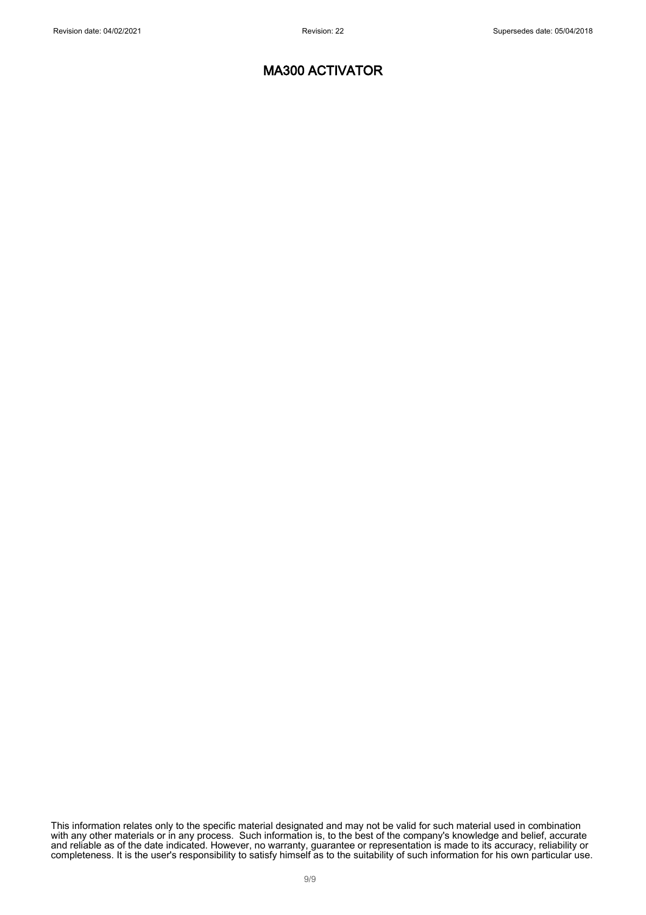This information relates only to the specific material designated and may not be valid for such material used in combination with any other materials or in any process. Such information is, to the best of the company's knowledge and belief, accurate and reliable as of the date indicated. However, no warranty, guarantee or representation is made to its accuracy, reliability or completeness. It is the user's responsibility to satisfy himself as to the suitability of such information for his own particular use.